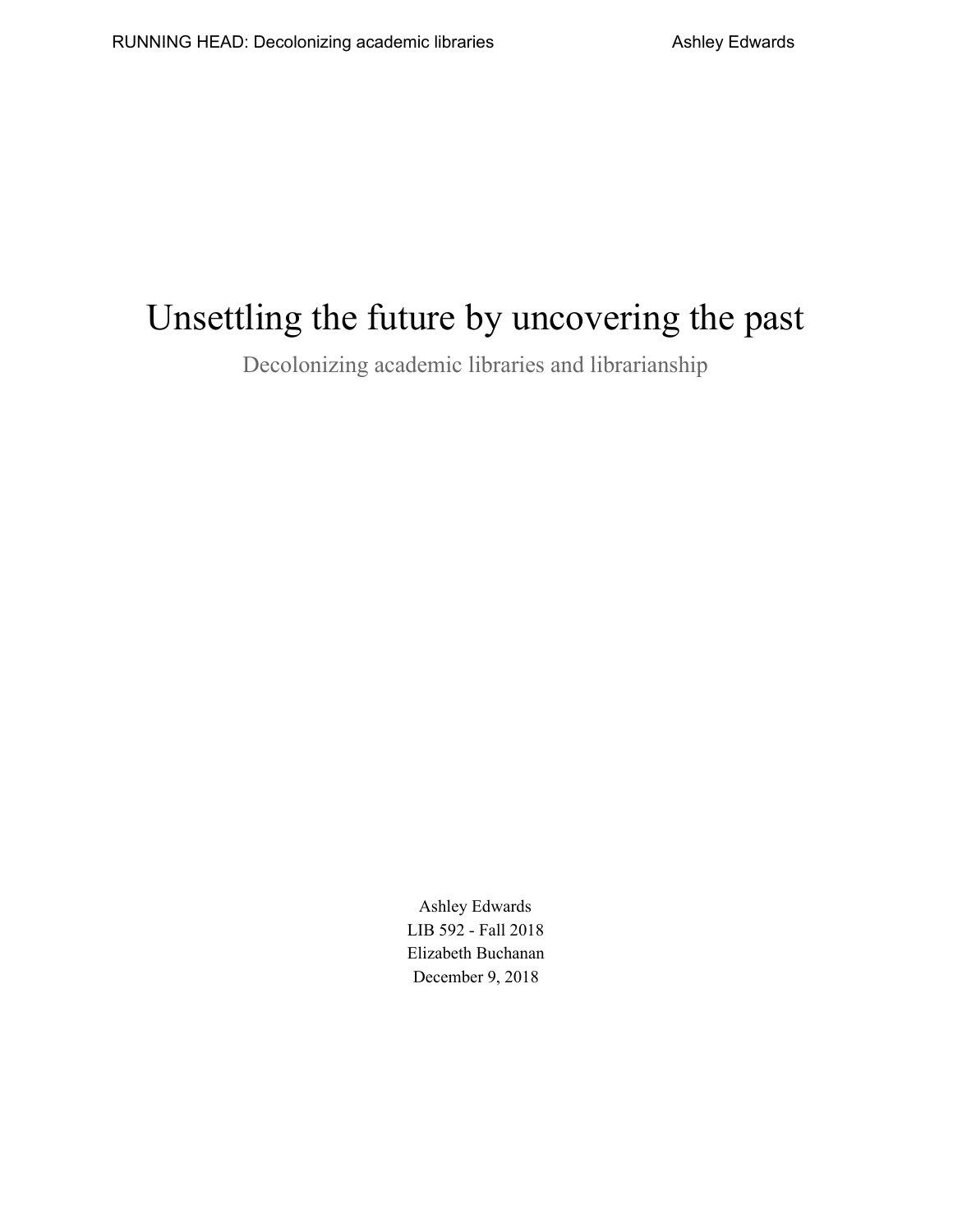# Unsettling the future by uncovering the past

## Decolonizing academic libraries and librarianship

Ashley Edwards
LIB 592 - Fall 2018
Elizabeth Buchanan
December 9, 2018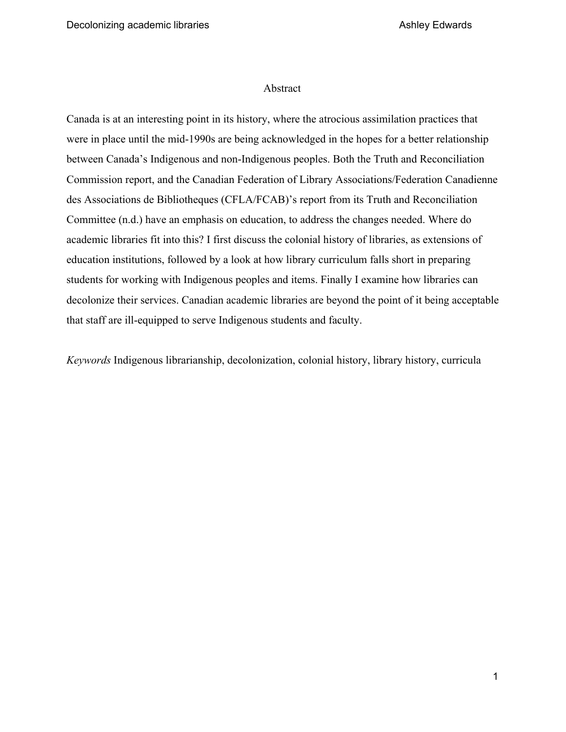## Abstract

Canada is at an interesting point in its history, where the atrocious assimilation practices that were in place until the mid-1990s are being acknowledged in the hopes for a better relationship between Canada's Indigenous and non-Indigenous peoples. Both the Truth and Reconciliation Commission report, and the Canadian Federation of Library Associations/Federation Canadienne des Associations de Bibliotheques (CFLA/FCAB)'s report from its Truth and Reconciliation Committee (n.d.) have an emphasis on education, to address the changes needed. Where do academic libraries fit into this? I first discuss the colonial history of libraries, as extensions of education institutions, followed by a look at how library curriculum falls short in preparing students for working with Indigenous peoples and items. Finally I examine how libraries can decolonize their services. Canadian academic libraries are beyond the point of it being acceptable that staff are ill-equipped to serve Indigenous students and faculty.

*Keywords* Indigenous librarianship, decolonization, colonial history, library history, curricula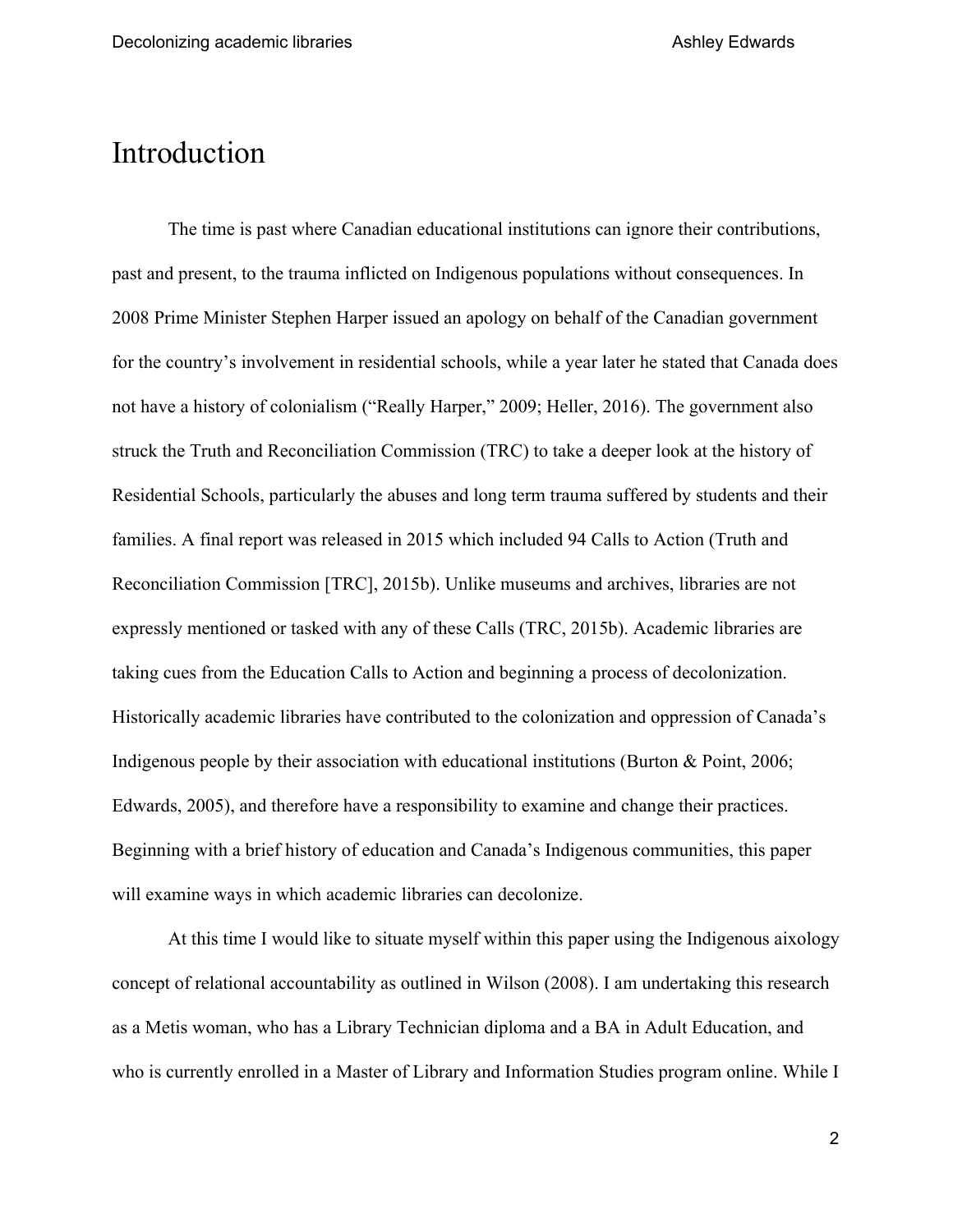# Introduction

The time is past where Canadian educational institutions can ignore their contributions, past and present, to the trauma inflicted on Indigenous populations without consequences. In 2008 Prime Minister Stephen Harper issued an apology on behalf of the Canadian government for the country's involvement in residential schools, while a year later he stated that Canada does not have a history of colonialism ("Really Harper," 2009; Heller, 2016). The government also struck the Truth and Reconciliation Commission (TRC) to take a deeper look at the history of Residential Schools, particularly the abuses and long term trauma suffered by students and their families. A final report was released in 2015 which included 94 Calls to Action (Truth and Reconciliation Commission [TRC], 2015b). Unlike museums and archives, libraries are not expressly mentioned or tasked with any of these Calls (TRC, 2015b). Academic libraries are taking cues from the Education Calls to Action and beginning a process of decolonization. Historically academic libraries have contributed to the colonization and oppression of Canada's Indigenous people by their association with educational institutions (Burton & Point, 2006; Edwards, 2005), and therefore have a responsibility to examine and change their practices. Beginning with a brief history of education and Canada's Indigenous communities, this paper will examine ways in which academic libraries can decolonize.

At this time I would like to situate myself within this paper using the Indigenous aixology concept of relational accountability as outlined in Wilson (2008). I am undertaking this research as a Metis woman, who has a Library Technician diploma and a BA in Adult Education, and who is currently enrolled in a Master of Library and Information Studies program online. While I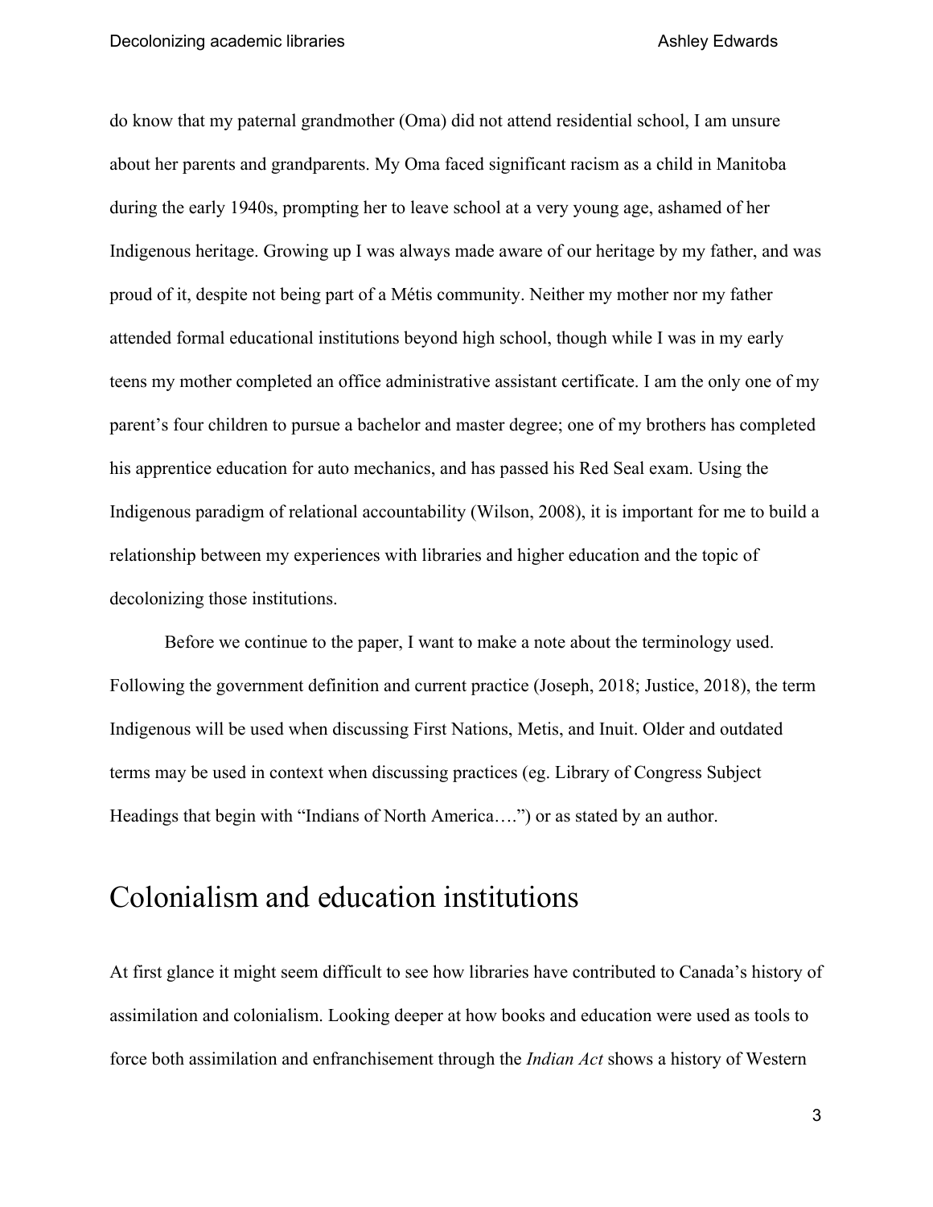do know that my paternal grandmother (Oma) did not attend residential school, I am unsure about her parents and grandparents. My Oma faced significant racism as a child in Manitoba during the early 1940s, prompting her to leave school at a very young age, ashamed of her Indigenous heritage. Growing up I was always made aware of our heritage by my father, and was proud of it, despite not being part of a Métis community. Neither my mother nor my father attended formal educational institutions beyond high school, though while I was in my early teens my mother completed an office administrative assistant certificate. I am the only one of my parent's four children to pursue a bachelor and master degree; one of my brothers has completed his apprentice education for auto mechanics, and has passed his Red Seal exam. Using the Indigenous paradigm of relational accountability (Wilson, 2008), it is important for me to build a relationship between my experiences with libraries and higher education and the topic of decolonizing those institutions.

Before we continue to the paper, I want to make a note about the terminology used. Following the government definition and current practice (Joseph, 2018; Justice, 2018), the term Indigenous will be used when discussing First Nations, Metis, and Inuit. Older and outdated terms may be used in context when discussing practices (eg. Library of Congress Subject Headings that begin with "Indians of North America….") or as stated by an author.

# Colonialism and education institutions

At first glance it might seem difficult to see how libraries have contributed to Canada's history of assimilation and colonialism. Looking deeper at how books and education were used as tools to force both assimilation and enfranchisement through the *Indian Act* shows a history of Western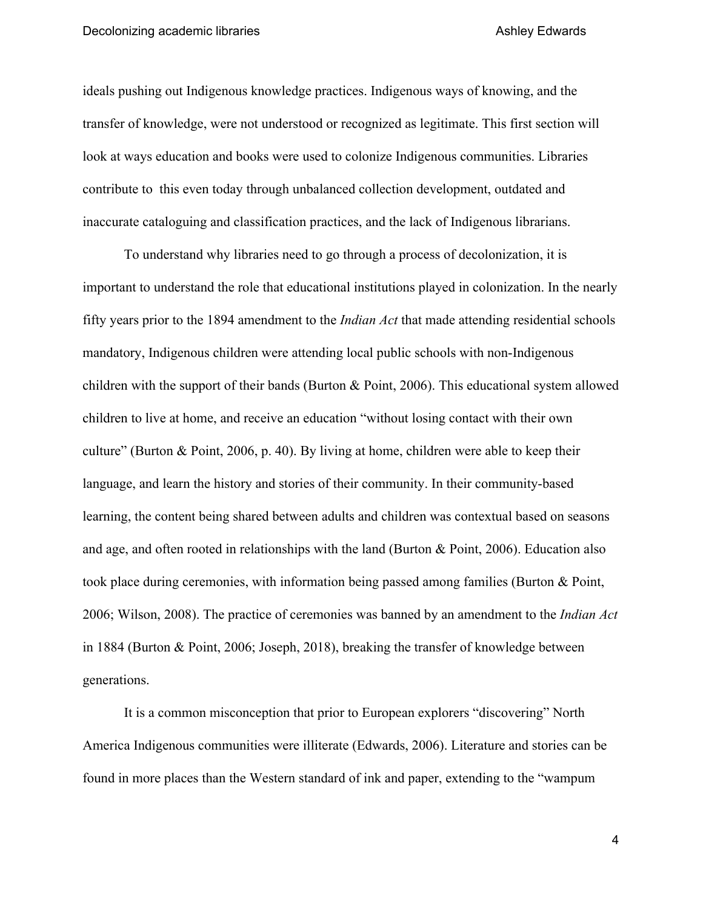ideals pushing out Indigenous knowledge practices. Indigenous ways of knowing, and the transfer of knowledge, were not understood or recognized as legitimate. This first section will look at ways education and books were used to colonize Indigenous communities. Libraries contribute to  this even today through unbalanced collection development, outdated and inaccurate cataloguing and classification practices, and the lack of Indigenous librarians.

To understand why libraries need to go through a process of decolonization, it is important to understand the role that educational institutions played in colonization. In the nearly fifty years prior to the 1894 amendment to the *Indian Act* that made attending residential schools mandatory, Indigenous children were attending local public schools with non-Indigenous children with the support of their bands (Burton & Point, 2006). This educational system allowed children to live at home, and receive an education "without losing contact with their own culture" (Burton & Point, 2006, p. 40). By living at home, children were able to keep their language, and learn the history and stories of their community. In their community-based learning, the content being shared between adults and children was contextual based on seasons and age, and often rooted in relationships with the land (Burton & Point, 2006). Education also took place during ceremonies, with information being passed among families (Burton & Point, 2006; Wilson, 2008). The practice of ceremonies was banned by an amendment to the *Indian Act* in 1884 (Burton & Point, 2006; Joseph, 2018), breaking the transfer of knowledge between generations.

It is a common misconception that prior to European explorers "discovering" North America Indigenous communities were illiterate (Edwards, 2006). Literature and stories can be found in more places than the Western standard of ink and paper, extending to the "wampum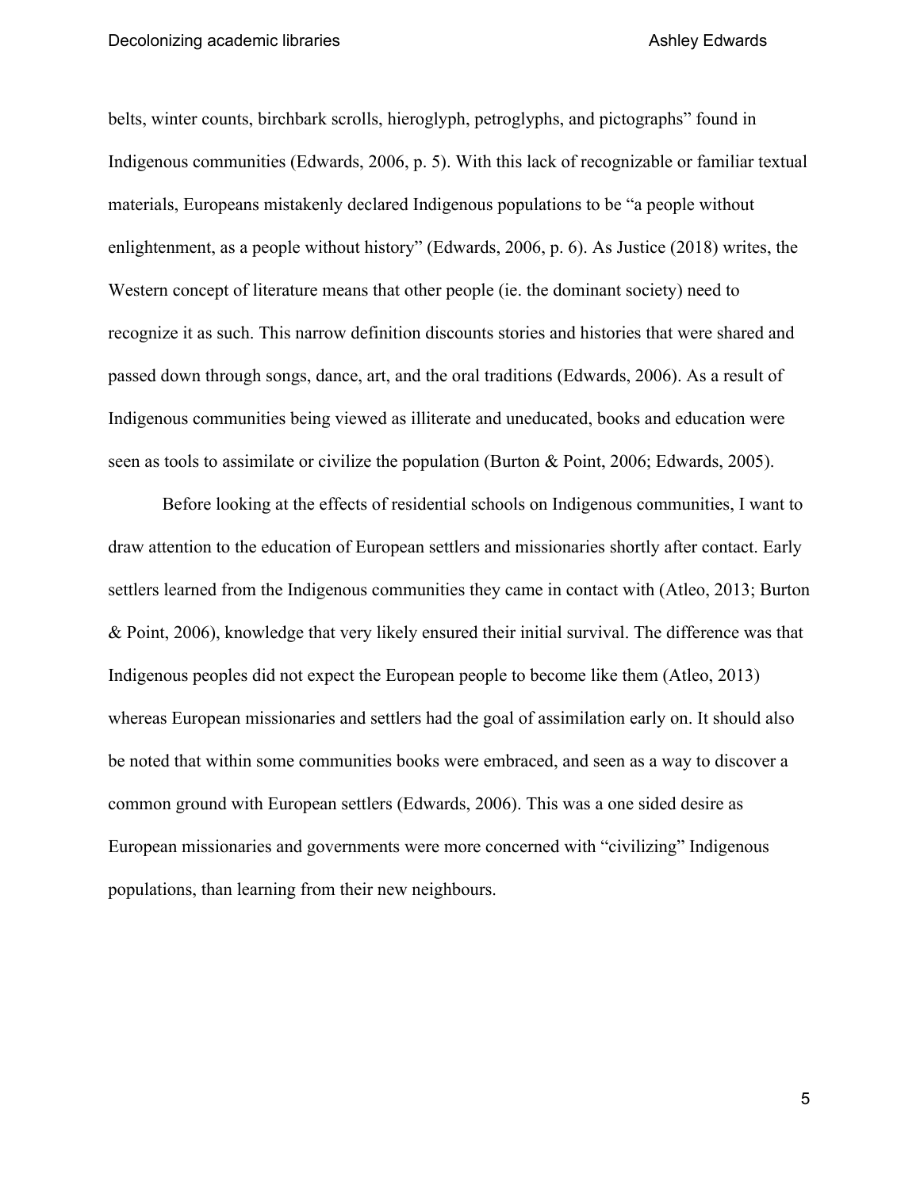belts, winter counts, birchbark scrolls, hieroglyph, petroglyphs, and pictographs" found in Indigenous communities (Edwards, 2006, p. 5). With this lack of recognizable or familiar textual materials, Europeans mistakenly declared Indigenous populations to be "a people without enlightenment, as a people without history" (Edwards, 2006, p. 6). As Justice (2018) writes, the Western concept of literature means that other people (ie. the dominant society) need to recognize it as such. This narrow definition discounts stories and histories that were shared and passed down through songs, dance, art, and the oral traditions (Edwards, 2006). As a result of Indigenous communities being viewed as illiterate and uneducated, books and education were seen as tools to assimilate or civilize the population (Burton & Point, 2006; Edwards, 2005).

Before looking at the effects of residential schools on Indigenous communities, I want to draw attention to the education of European settlers and missionaries shortly after contact. Early settlers learned from the Indigenous communities they came in contact with (Atleo, 2013; Burton & Point, 2006), knowledge that very likely ensured their initial survival. The difference was that Indigenous peoples did not expect the European people to become like them (Atleo, 2013) whereas European missionaries and settlers had the goal of assimilation early on. It should also be noted that within some communities books were embraced, and seen as a way to discover a common ground with European settlers (Edwards, 2006). This was a one sided desire as European missionaries and governments were more concerned with "civilizing" Indigenous populations, than learning from their new neighbours.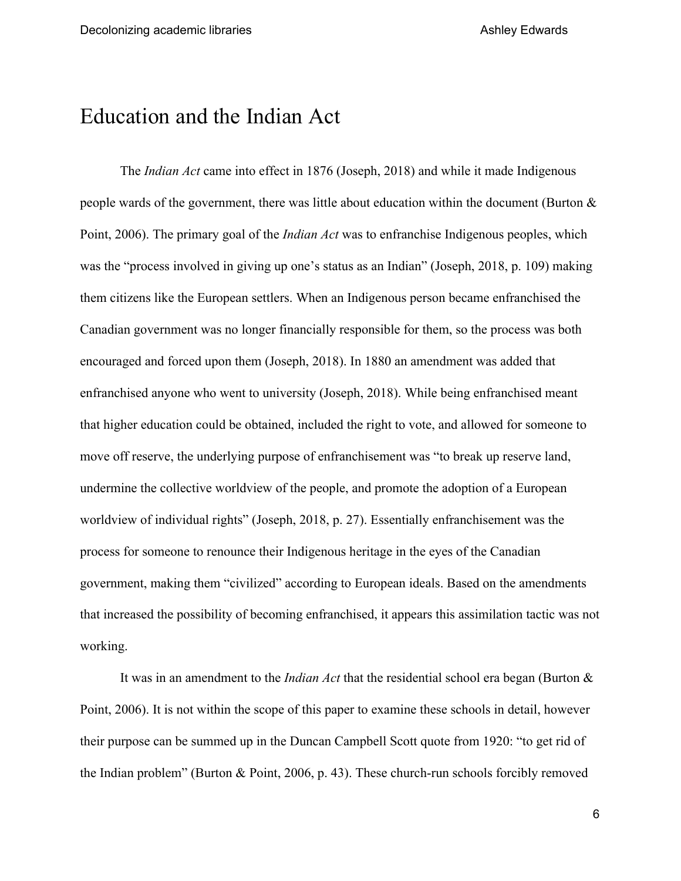# Education and the Indian Act

The *Indian Act* came into effect in 1876 (Joseph, 2018) and while it made Indigenous people wards of the government, there was little about education within the document (Burton & Point, 2006). The primary goal of the *Indian Act* was to enfranchise Indigenous peoples, which was the "process involved in giving up one's status as an Indian" (Joseph, 2018, p. 109) making them citizens like the European settlers. When an Indigenous person became enfranchised the Canadian government was no longer financially responsible for them, so the process was both encouraged and forced upon them (Joseph, 2018). In 1880 an amendment was added that enfranchised anyone who went to university (Joseph, 2018). While being enfranchised meant that higher education could be obtained, included the right to vote, and allowed for someone to move off reserve, the underlying purpose of enfranchisement was "to break up reserve land, undermine the collective worldview of the people, and promote the adoption of a European worldview of individual rights" (Joseph, 2018, p. 27). Essentially enfranchisement was the process for someone to renounce their Indigenous heritage in the eyes of the Canadian government, making them "civilized" according to European ideals. Based on the amendments that increased the possibility of becoming enfranchised, it appears this assimilation tactic was not working.

It was in an amendment to the *Indian Act* that the residential school era began (Burton & Point, 2006). It is not within the scope of this paper to examine these schools in detail, however their purpose can be summed up in the Duncan Campbell Scott quote from 1920: "to get rid of the Indian problem" (Burton & Point, 2006, p. 43). These church-run schools forcibly removed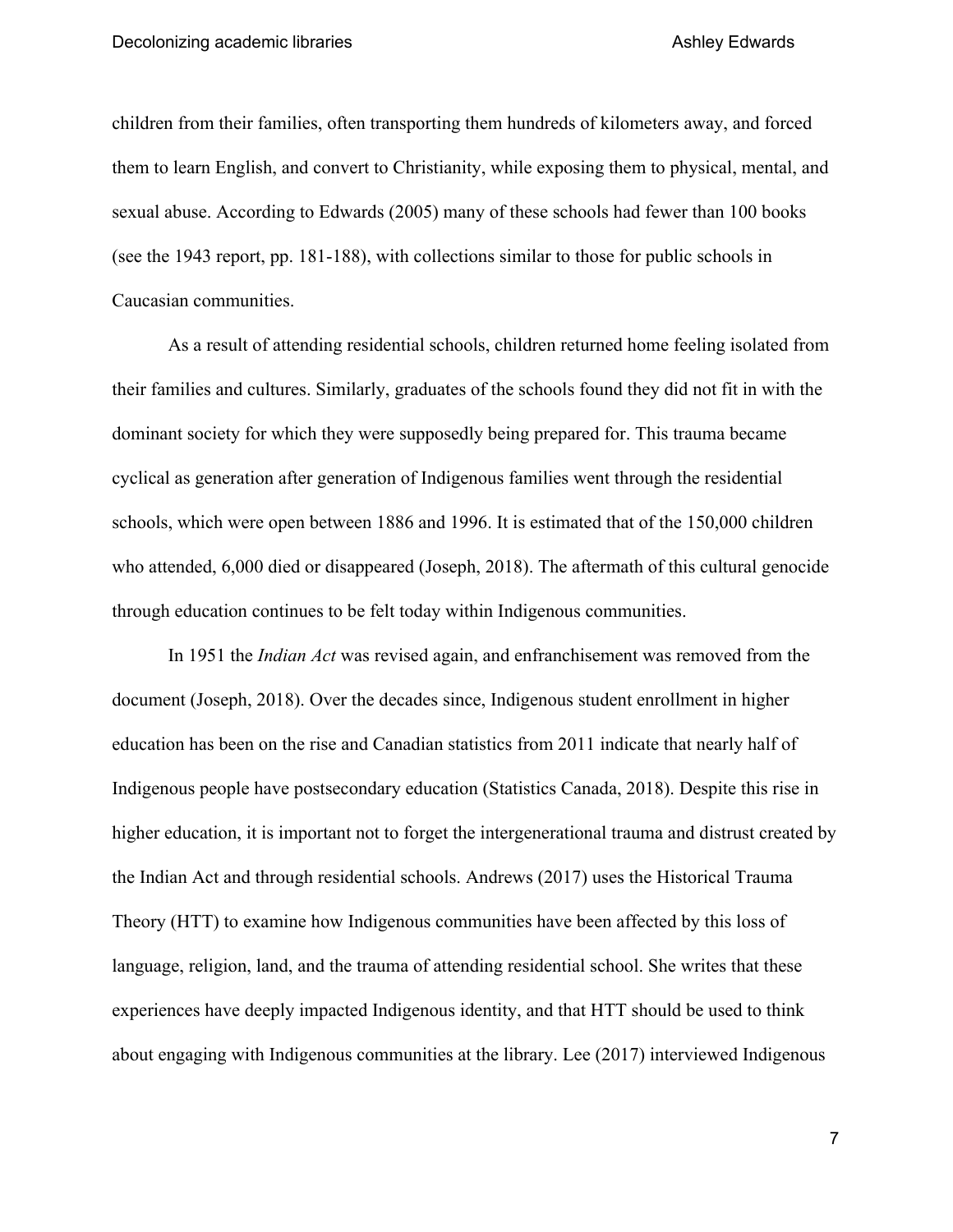children from their families, often transporting them hundreds of kilometers away, and forced them to learn English, and convert to Christianity, while exposing them to physical, mental, and sexual abuse. According to Edwards (2005) many of these schools had fewer than 100 books (see the 1943 report, pp. 181-188), with collections similar to those for public schools in Caucasian communities.

As a result of attending residential schools, children returned home feeling isolated from their families and cultures. Similarly, graduates of the schools found they did not fit in with the dominant society for which they were supposedly being prepared for. This trauma became cyclical as generation after generation of Indigenous families went through the residential schools, which were open between 1886 and 1996. It is estimated that of the 150,000 children who attended, 6,000 died or disappeared (Joseph, 2018). The aftermath of this cultural genocide through education continues to be felt today within Indigenous communities.

In 1951 the *Indian Act* was revised again, and enfranchisement was removed from the document (Joseph, 2018). Over the decades since, Indigenous student enrollment in higher education has been on the rise and Canadian statistics from 2011 indicate that nearly half of Indigenous people have postsecondary education (Statistics Canada, 2018). Despite this rise in higher education, it is important not to forget the intergenerational trauma and distrust created by the Indian Act and through residential schools. Andrews (2017) uses the Historical Trauma Theory (HTT) to examine how Indigenous communities have been affected by this loss of language, religion, land, and the trauma of attending residential school. She writes that these experiences have deeply impacted Indigenous identity, and that HTT should be used to think about engaging with Indigenous communities at the library. Lee (2017) interviewed Indigenous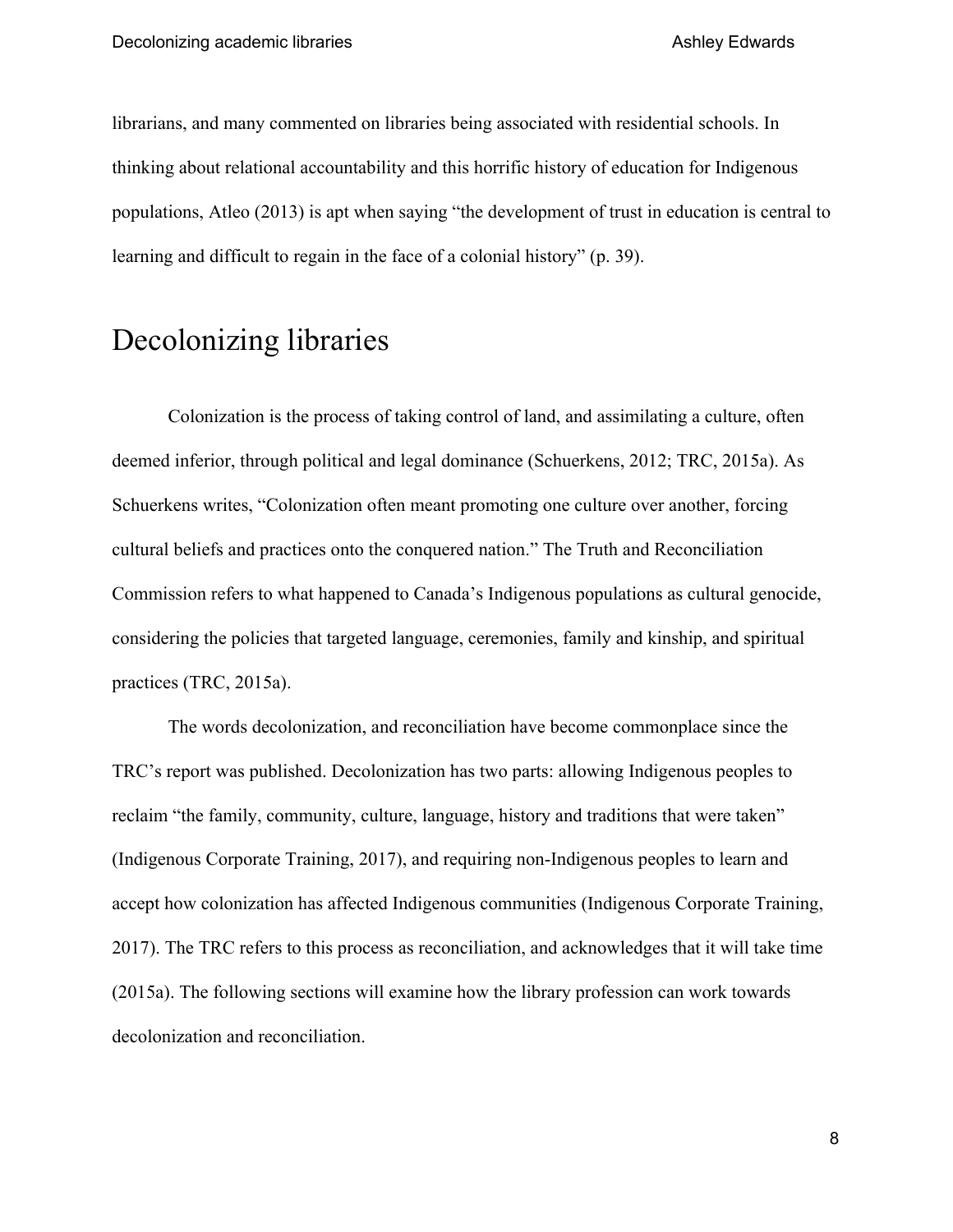librarians, and many commented on libraries being associated with residential schools. In thinking about relational accountability and this horrific history of education for Indigenous populations, Atleo (2013) is apt when saying “the development of trust in education is central to learning and difficult to regain in the face of a colonial history” (p. 39).

# Decolonizing libraries

Colonization is the process of taking control of land, and assimilating a culture, often deemed inferior, through political and legal dominance (Schuerkens, 2012; TRC, 2015a). As Schuerkens writes, “Colonization often meant promoting one culture over another, forcing cultural beliefs and practices onto the conquered nation.” The Truth and Reconciliation Commission refers to what happened to Canada’s Indigenous populations as cultural genocide, considering the policies that targeted language, ceremonies, family and kinship, and spiritual practices (TRC, 2015a).

The words decolonization, and reconciliation have become commonplace since the TRC’s report was published. Decolonization has two parts: allowing Indigenous peoples to reclaim “the family, community, culture, language, history and traditions that were taken” (Indigenous Corporate Training, 2017), and requiring non-Indigenous peoples to learn and accept how colonization has affected Indigenous communities (Indigenous Corporate Training, 2017). The TRC refers to this process as reconciliation, and acknowledges that it will take time (2015a). The following sections will examine how the library profession can work towards decolonization and reconciliation.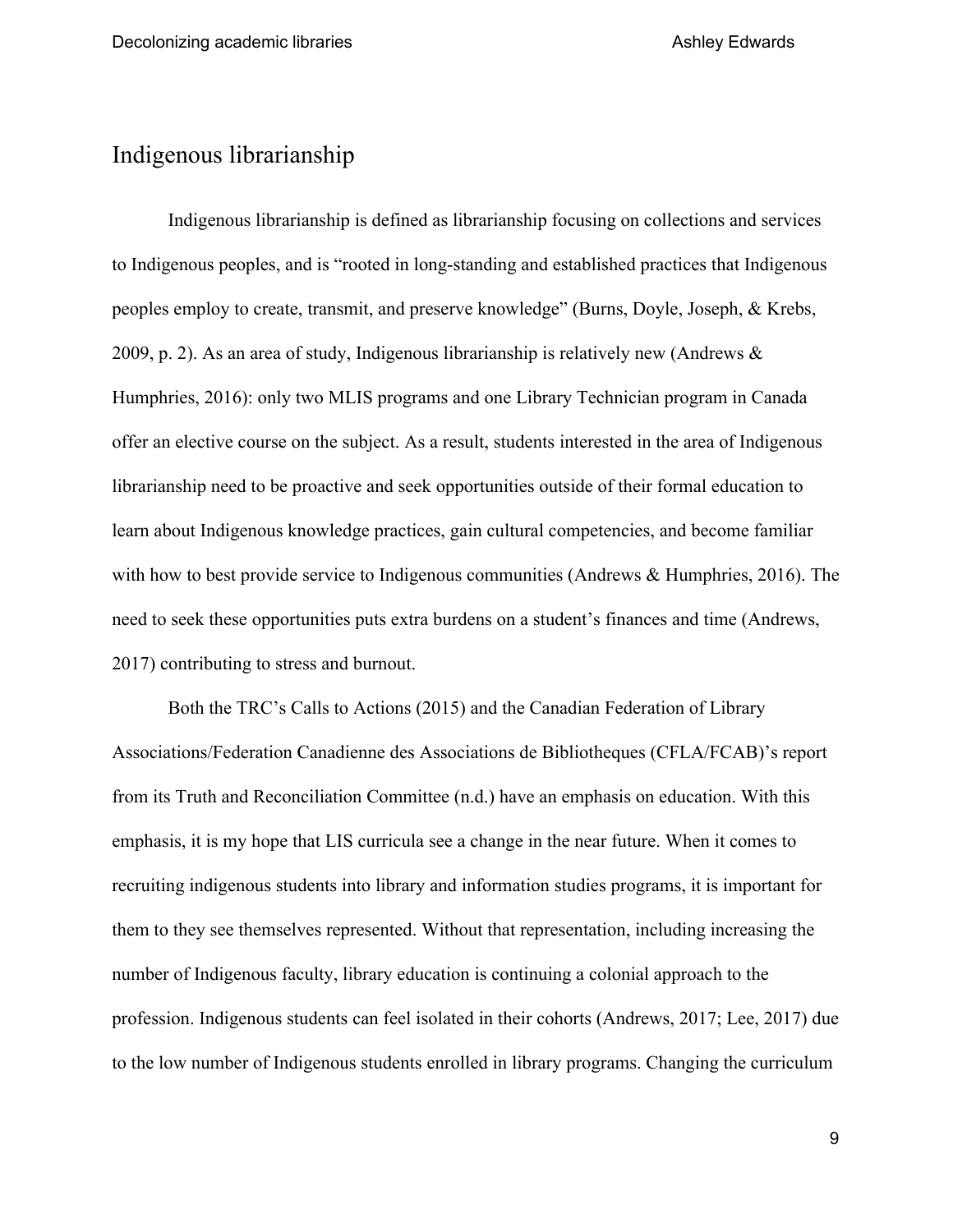## Indigenous librarianship

Indigenous librarianship is defined as librarianship focusing on collections and services to Indigenous peoples, and is "rooted in long-standing and established practices that Indigenous peoples employ to create, transmit, and preserve knowledge" (Burns, Doyle, Joseph, & Krebs, 2009, p. 2). As an area of study, Indigenous librarianship is relatively new (Andrews & Humphries, 2016): only two MLIS programs and one Library Technician program in Canada offer an elective course on the subject. As a result, students interested in the area of Indigenous librarianship need to be proactive and seek opportunities outside of their formal education to learn about Indigenous knowledge practices, gain cultural competencies, and become familiar with how to best provide service to Indigenous communities (Andrews & Humphries, 2016). The need to seek these opportunities puts extra burdens on a student's finances and time (Andrews, 2017) contributing to stress and burnout.

Both the TRC's Calls to Actions (2015) and the Canadian Federation of Library Associations/Federation Canadienne des Associations de Bibliotheques (CFLA/FCAB)'s report from its Truth and Reconciliation Committee (n.d.) have an emphasis on education. With this emphasis, it is my hope that LIS curricula see a change in the near future. When it comes to recruiting indigenous students into library and information studies programs, it is important for them to they see themselves represented. Without that representation, including increasing the number of Indigenous faculty, library education is continuing a colonial approach to the profession. Indigenous students can feel isolated in their cohorts (Andrews, 2017; Lee, 2017) due to the low number of Indigenous students enrolled in library programs. Changing the curriculum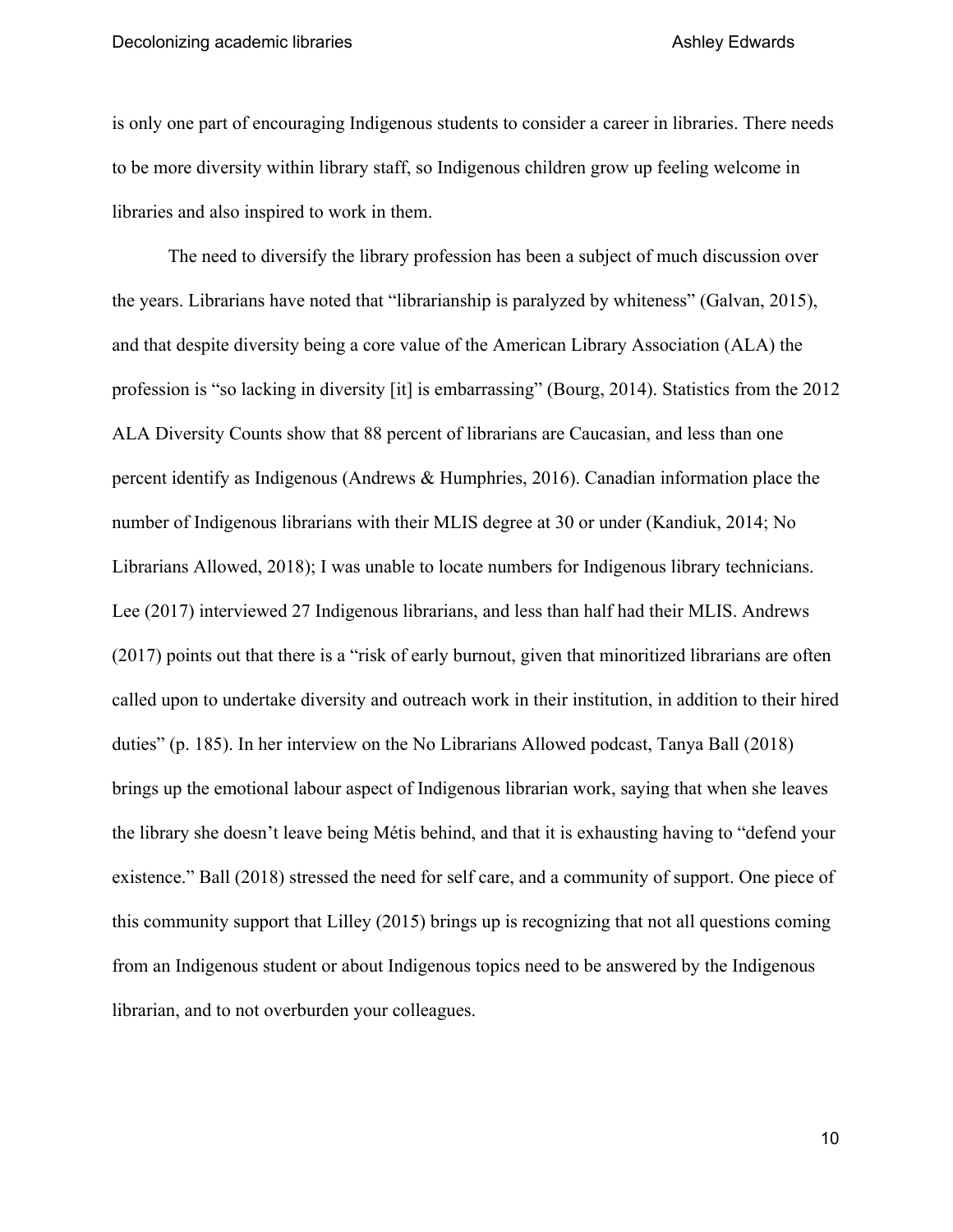is only one part of encouraging Indigenous students to consider a career in libraries. There needs to be more diversity within library staff, so Indigenous children grow up feeling welcome in libraries and also inspired to work in them.

The need to diversify the library profession has been a subject of much discussion over the years. Librarians have noted that "librarianship is paralyzed by whiteness" (Galvan, 2015), and that despite diversity being a core value of the American Library Association (ALA) the profession is "so lacking in diversity [it] is embarrassing" (Bourg, 2014). Statistics from the 2012 ALA Diversity Counts show that 88 percent of librarians are Caucasian, and less than one percent identify as Indigenous (Andrews & Humphries, 2016). Canadian information place the number of Indigenous librarians with their MLIS degree at 30 or under (Kandiuk, 2014; No Librarians Allowed, 2018); I was unable to locate numbers for Indigenous library technicians. Lee (2017) interviewed 27 Indigenous librarians, and less than half had their MLIS. Andrews (2017) points out that there is a "risk of early burnout, given that minoritized librarians are often called upon to undertake diversity and outreach work in their institution, in addition to their hired duties" (p. 185). In her interview on the No Librarians Allowed podcast, Tanya Ball (2018) brings up the emotional labour aspect of Indigenous librarian work, saying that when she leaves the library she doesn't leave being Métis behind, and that it is exhausting having to "defend your existence." Ball (2018) stressed the need for self care, and a community of support. One piece of this community support that Lilley (2015) brings up is recognizing that not all questions coming from an Indigenous student or about Indigenous topics need to be answered by the Indigenous librarian, and to not overburden your colleagues.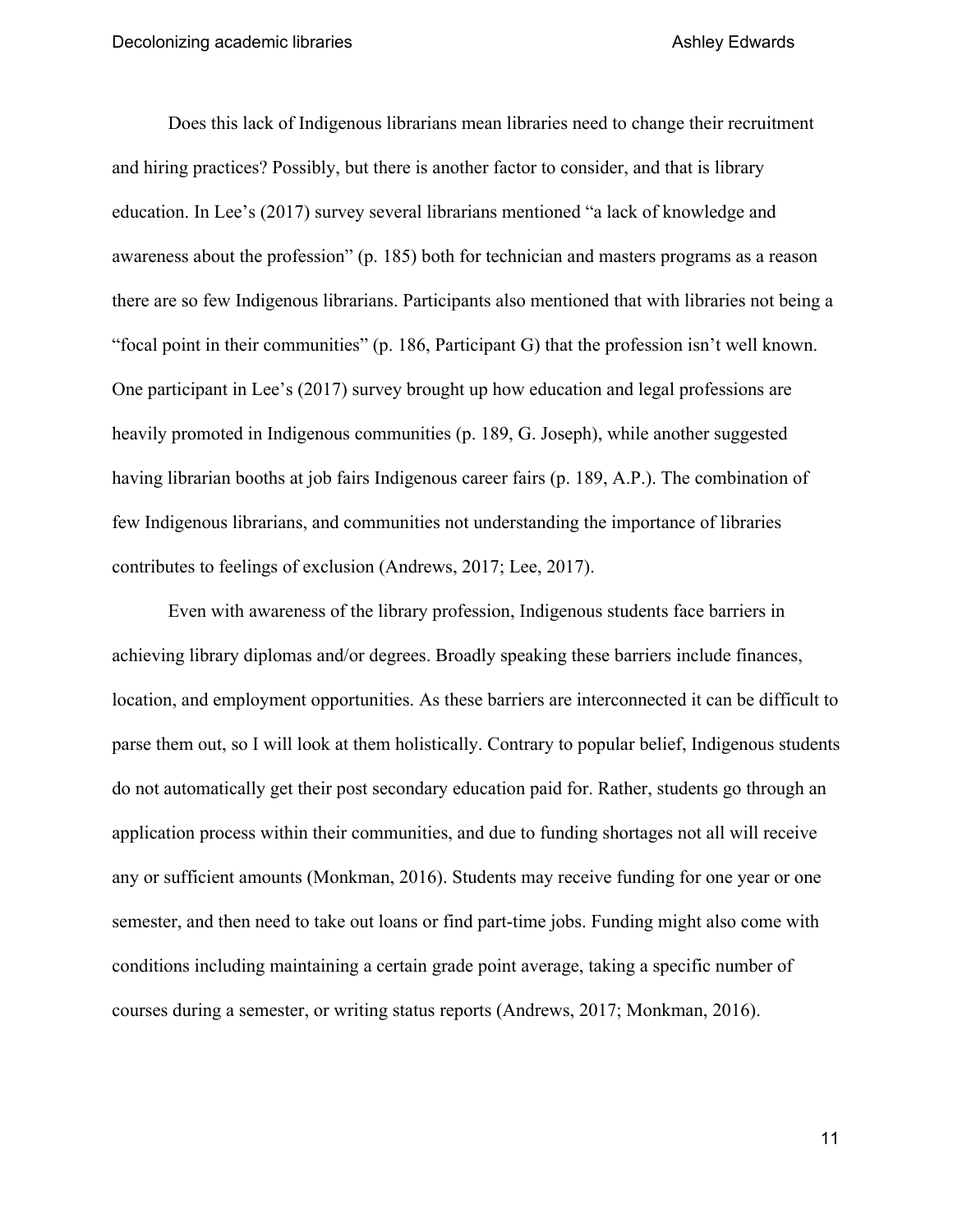Does this lack of Indigenous librarians mean libraries need to change their recruitment and hiring practices? Possibly, but there is another factor to consider, and that is library education. In Lee's (2017) survey several librarians mentioned "a lack of knowledge and awareness about the profession" (p. 185) both for technician and masters programs as a reason there are so few Indigenous librarians. Participants also mentioned that with libraries not being a "focal point in their communities" (p. 186, Participant G) that the profession isn't well known. One participant in Lee's (2017) survey brought up how education and legal professions are heavily promoted in Indigenous communities (p. 189, G. Joseph), while another suggested having librarian booths at job fairs Indigenous career fairs (p. 189, A.P.). The combination of few Indigenous librarians, and communities not understanding the importance of libraries contributes to feelings of exclusion (Andrews, 2017; Lee, 2017).

Even with awareness of the library profession, Indigenous students face barriers in achieving library diplomas and/or degrees. Broadly speaking these barriers include finances, location, and employment opportunities. As these barriers are interconnected it can be difficult to parse them out, so I will look at them holistically. Contrary to popular belief, Indigenous students do not automatically get their post secondary education paid for. Rather, students go through an application process within their communities, and due to funding shortages not all will receive any or sufficient amounts (Monkman, 2016). Students may receive funding for one year or one semester, and then need to take out loans or find part-time jobs. Funding might also come with conditions including maintaining a certain grade point average, taking a specific number of courses during a semester, or writing status reports (Andrews, 2017; Monkman, 2016).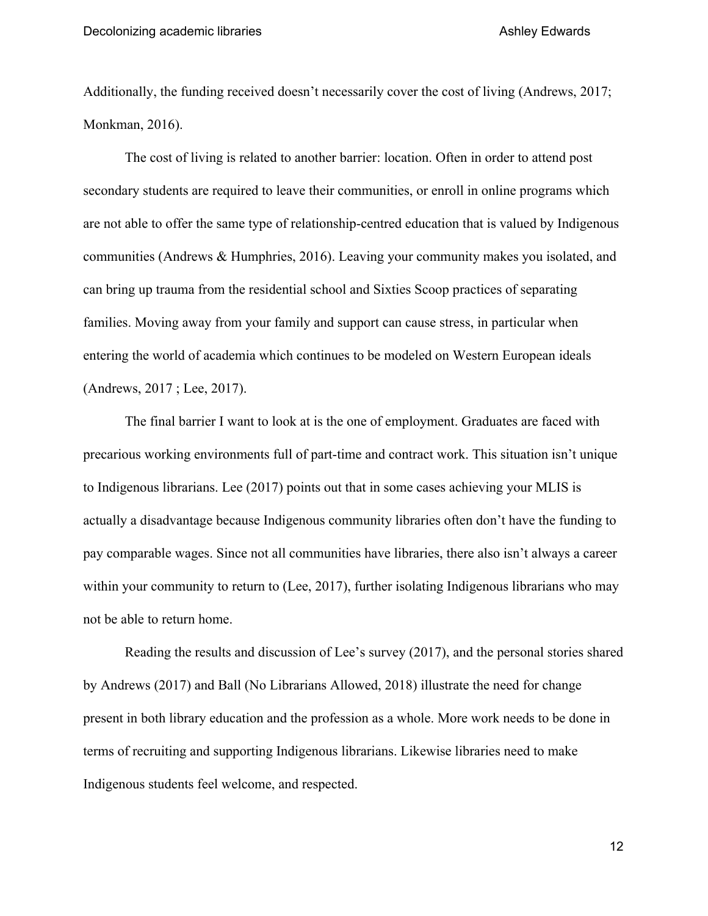Additionally, the funding received doesn't necessarily cover the cost of living (Andrews, 2017; Monkman, 2016).

The cost of living is related to another barrier: location. Often in order to attend post secondary students are required to leave their communities, or enroll in online programs which are not able to offer the same type of relationship-centred education that is valued by Indigenous communities (Andrews & Humphries, 2016). Leaving your community makes you isolated, and can bring up trauma from the residential school and Sixties Scoop practices of separating families. Moving away from your family and support can cause stress, in particular when entering the world of academia which continues to be modeled on Western European ideals (Andrews, 2017 ; Lee, 2017).

The final barrier I want to look at is the one of employment. Graduates are faced with precarious working environments full of part-time and contract work. This situation isn't unique to Indigenous librarians. Lee (2017) points out that in some cases achieving your MLIS is actually a disadvantage because Indigenous community libraries often don't have the funding to pay comparable wages. Since not all communities have libraries, there also isn't always a career within your community to return to (Lee, 2017), further isolating Indigenous librarians who may not be able to return home.

Reading the results and discussion of Lee's survey (2017), and the personal stories shared by Andrews (2017) and Ball (No Librarians Allowed, 2018) illustrate the need for change present in both library education and the profession as a whole. More work needs to be done in terms of recruiting and supporting Indigenous librarians. Likewise libraries need to make Indigenous students feel welcome, and respected.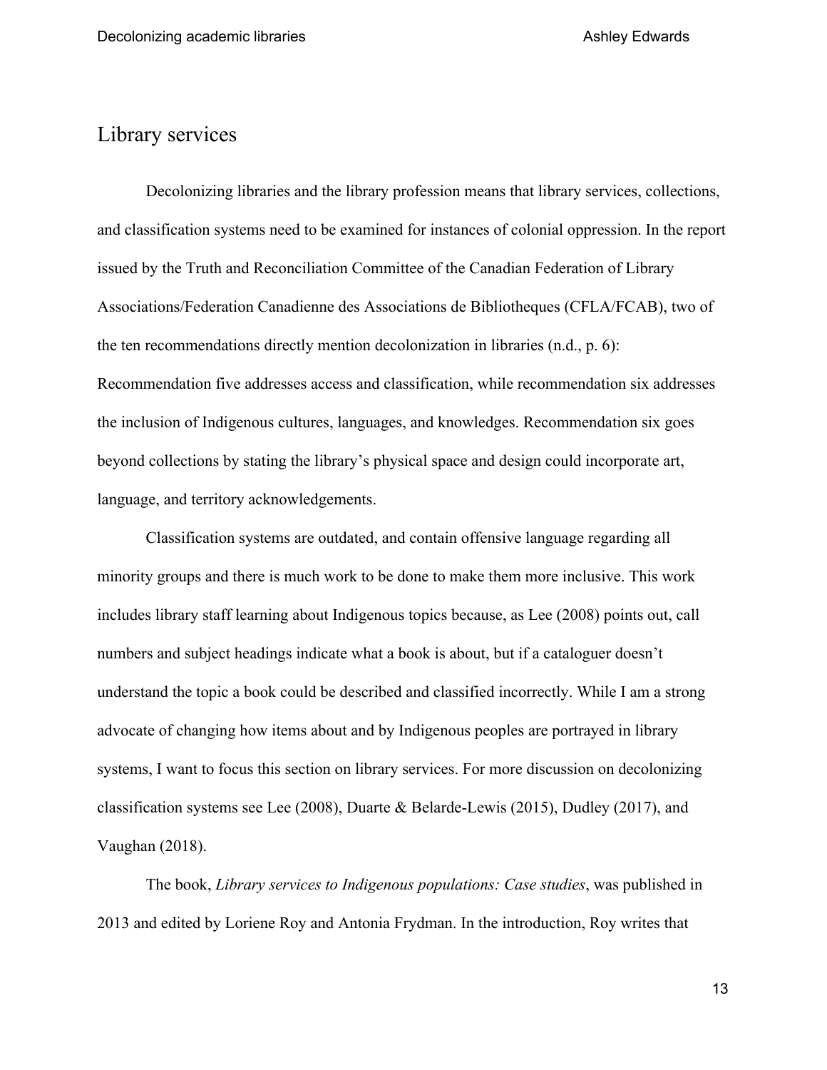## Library services

Decolonizing libraries and the library profession means that library services, collections, and classification systems need to be examined for instances of colonial oppression. In the report issued by the Truth and Reconciliation Committee of the Canadian Federation of Library Associations/Federation Canadienne des Associations de Bibliotheques (CFLA/FCAB), two of the ten recommendations directly mention decolonization in libraries (n.d., p. 6): Recommendation five addresses access and classification, while recommendation six addresses the inclusion of Indigenous cultures, languages, and knowledges. Recommendation six goes beyond collections by stating the library's physical space and design could incorporate art, language, and territory acknowledgements.

Classification systems are outdated, and contain offensive language regarding all minority groups and there is much work to be done to make them more inclusive. This work includes library staff learning about Indigenous topics because, as Lee (2008) points out, call numbers and subject headings indicate what a book is about, but if a cataloguer doesn't understand the topic a book could be described and classified incorrectly. While I am a strong advocate of changing how items about and by Indigenous peoples are portrayed in library systems, I want to focus this section on library services. For more discussion on decolonizing classification systems see Lee (2008), Duarte & Belarde-Lewis (2015), Dudley (2017), and Vaughan (2018).

The book, *Library services to Indigenous populations: Case studies*, was published in 2013 and edited by Loriene Roy and Antonia Frydman. In the introduction, Roy writes that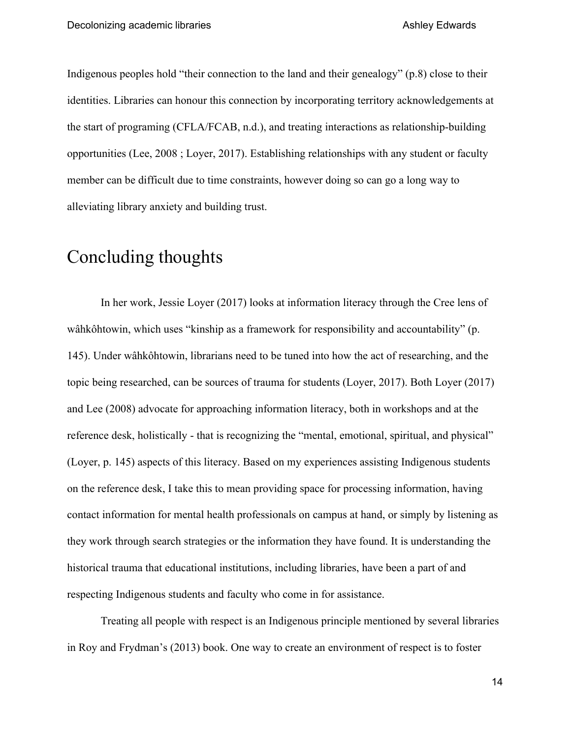Indigenous peoples hold "their connection to the land and their genealogy" (p.8) close to their identities. Libraries can honour this connection by incorporating territory acknowledgements at the start of programing (CFLA/FCAB, n.d.), and treating interactions as relationship-building opportunities (Lee, 2008 ; Loyer, 2017). Establishing relationships with any student or faculty member can be difficult due to time constraints, however doing so can go a long way to alleviating library anxiety and building trust.

# Concluding thoughts

In her work, Jessie Loyer (2017) looks at information literacy through the Cree lens of wâhkôhtowin, which uses "kinship as a framework for responsibility and accountability" (p. 145). Under wâhkôhtowin, librarians need to be tuned into how the act of researching, and the topic being researched, can be sources of trauma for students (Loyer, 2017). Both Loyer (2017) and Lee (2008) advocate for approaching information literacy, both in workshops and at the reference desk, holistically - that is recognizing the "mental, emotional, spiritual, and physical" (Loyer, p. 145) aspects of this literacy. Based on my experiences assisting Indigenous students on the reference desk, I take this to mean providing space for processing information, having contact information for mental health professionals on campus at hand, or simply by listening as they work through search strategies or the information they have found. It is understanding the historical trauma that educational institutions, including libraries, have been a part of and respecting Indigenous students and faculty who come in for assistance.

Treating all people with respect is an Indigenous principle mentioned by several libraries in Roy and Frydman's (2013) book. One way to create an environment of respect is to foster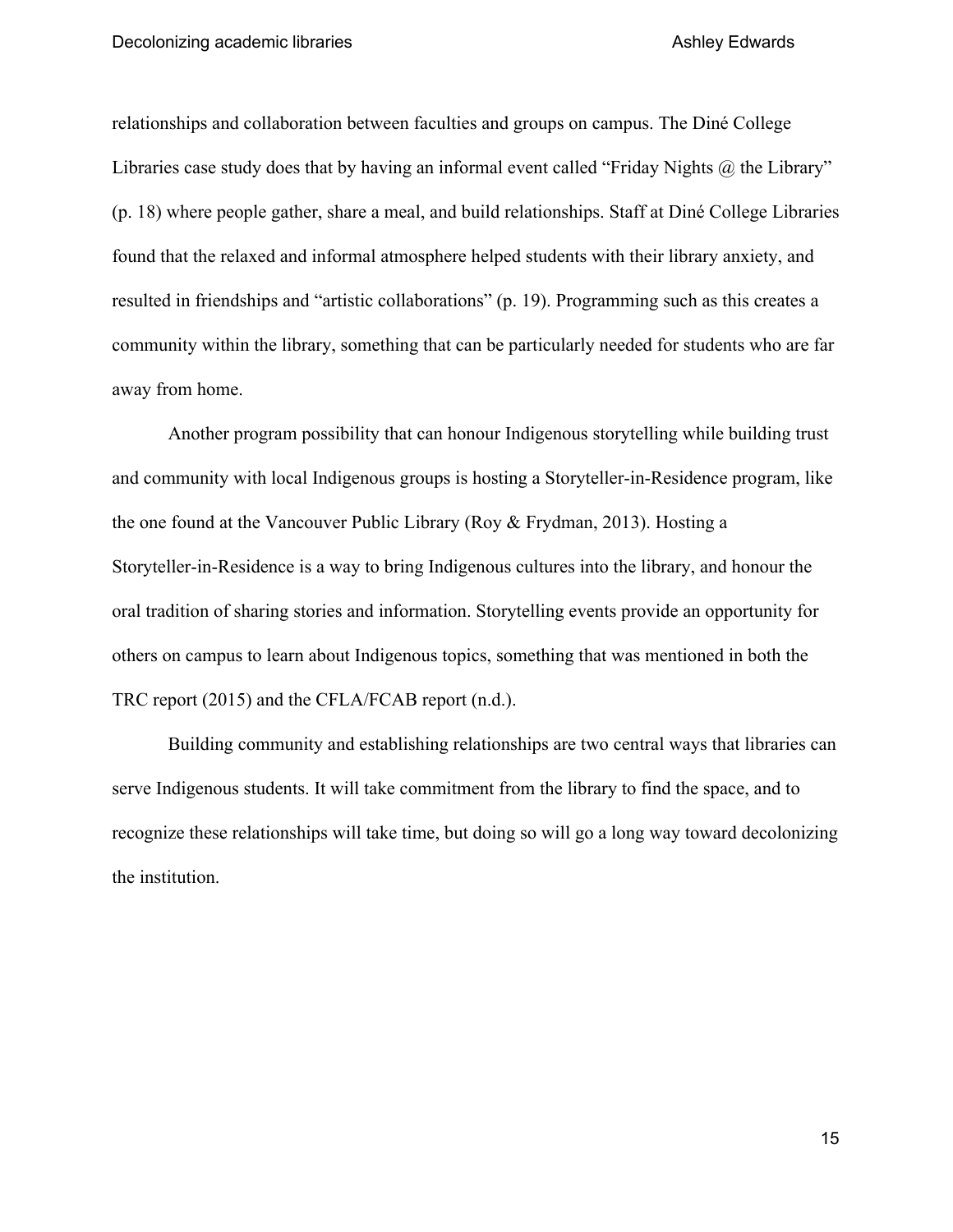relationships and collaboration between faculties and groups on campus. The Diné College Libraries case study does that by having an informal event called "Friday Nights @ the Library" (p. 18) where people gather, share a meal, and build relationships. Staff at Diné College Libraries found that the relaxed and informal atmosphere helped students with their library anxiety, and resulted in friendships and "artistic collaborations" (p. 19). Programming such as this creates a community within the library, something that can be particularly needed for students who are far away from home.

Another program possibility that can honour Indigenous storytelling while building trust and community with local Indigenous groups is hosting a Storyteller-in-Residence program, like the one found at the Vancouver Public Library (Roy & Frydman, 2013). Hosting a Storyteller-in-Residence is a way to bring Indigenous cultures into the library, and honour the oral tradition of sharing stories and information. Storytelling events provide an opportunity for others on campus to learn about Indigenous topics, something that was mentioned in both the TRC report (2015) and the CFLA/FCAB report (n.d.).

Building community and establishing relationships are two central ways that libraries can serve Indigenous students. It will take commitment from the library to find the space, and to recognize these relationships will take time, but doing so will go a long way toward decolonizing the institution.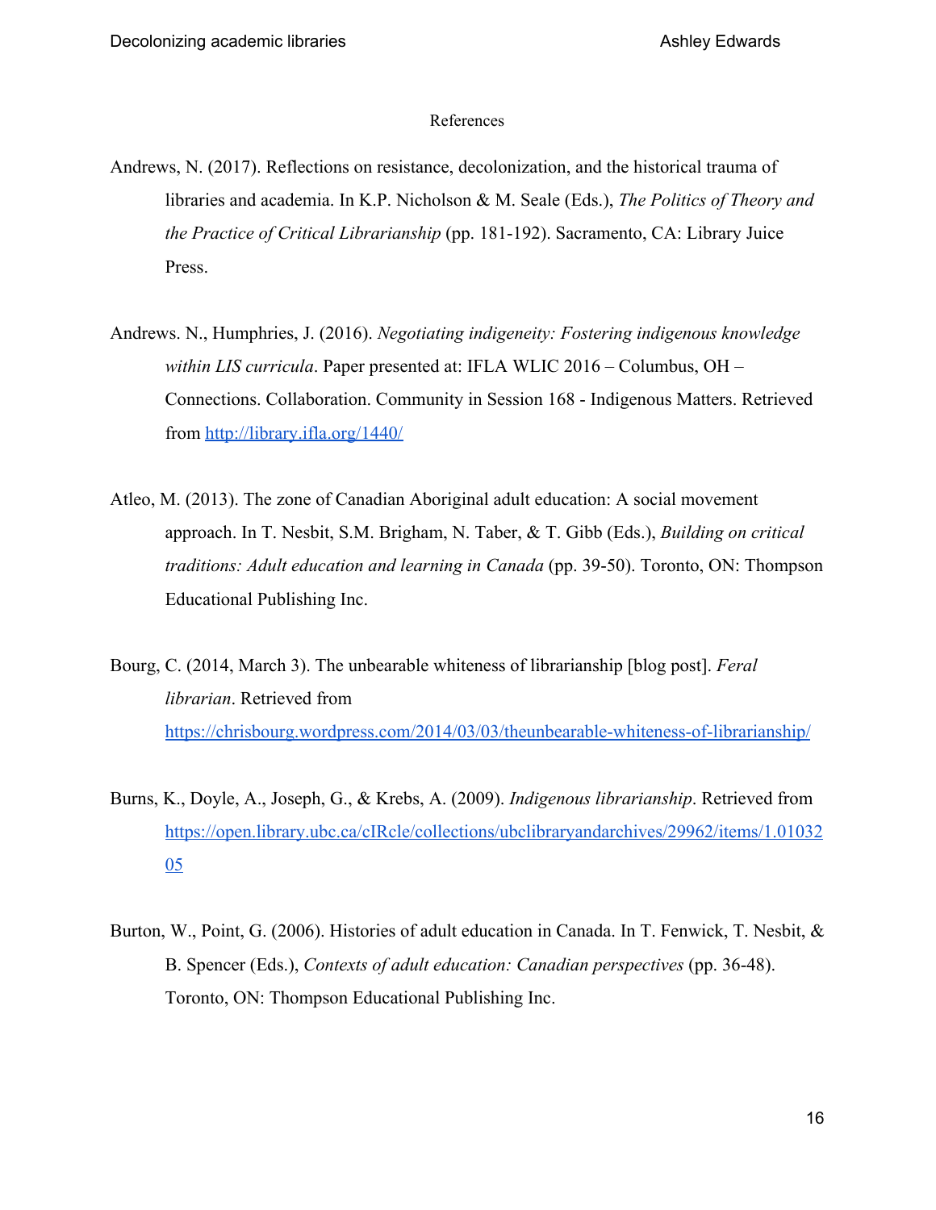References

Andrews, N. (2017). Reflections on resistance, decolonization, and the historical trauma of libraries and academia. In K.P. Nicholson & M. Seale (Eds.), *The Politics of Theory and the Practice of Critical Librarianship* (pp. 181-192). Sacramento, CA: Library Juice Press.

Andrews. N., Humphries, J. (2016). *Negotiating indigeneity: Fostering indigenous knowledge within LIS curricula*. Paper presented at: IFLA WLIC 2016 – Columbus, OH – Connections. Collaboration. Community in Session 168 - Indigenous Matters. Retrieved from http://library.ifla.org/1440/

Atleo, M. (2013). The zone of Canadian Aboriginal adult education: A social movement approach. In T. Nesbit, S.M. Brigham, N. Taber, & T. Gibb (Eds.), *Building on critical traditions: Adult education and learning in Canada* (pp. 39-50). Toronto, ON: Thompson Educational Publishing Inc.

Bourg, C. (2014, March 3). The unbearable whiteness of librarianship [blog post]. *Feral librarian*. Retrieved from https://chrisbourg.wordpress.com/2014/03/03/theunbearable-whiteness-of-librarianship/

Burns, K., Doyle, A., Joseph, G., & Krebs, A. (2009). *Indigenous librarianship*. Retrieved from https://open.library.ubc.ca/cIRcle/collections/ubclibraryandarchives/29962/items/1.0103205

Burton, W., Point, G. (2006). Histories of adult education in Canada. In T. Fenwick, T. Nesbit, & B. Spencer (Eds.), *Contexts of adult education: Canadian perspectives* (pp. 36-48). Toronto, ON: Thompson Educational Publishing Inc.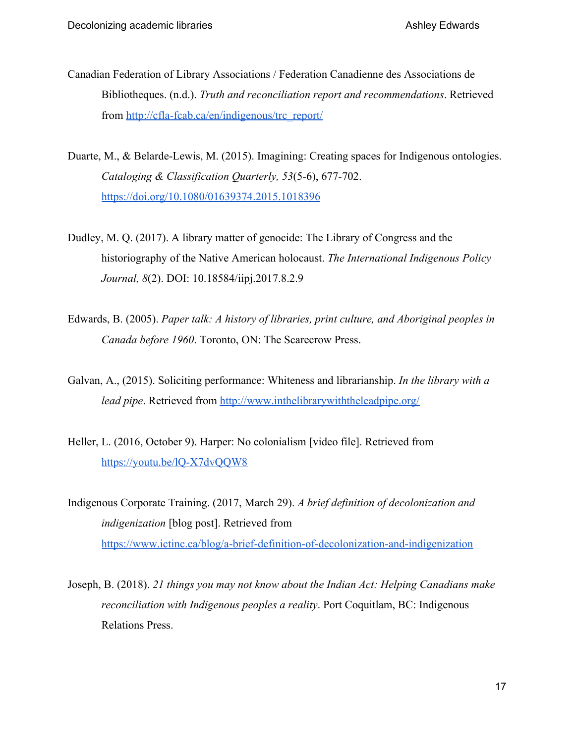Canadian Federation of Library Associations / Federation Canadienne des Associations de Bibliotheques. (n.d.). *Truth and reconciliation report and recommendations*. Retrieved from http://cfla-fcab.ca/en/indigenous/trc_report/

Duarte, M., & Belarde-Lewis, M. (2015). Imagining: Creating spaces for Indigenous ontologies. *Cataloging & Classification Quarterly, 53*(5-6), 677-702. https://doi.org/10.1080/01639374.2015.1018396

Dudley, M. Q. (2017). A library matter of genocide: The Library of Congress and the historiography of the Native American holocaust. *The International Indigenous Policy Journal, 8*(2). DOI: 10.18584/iipj.2017.8.2.9

Edwards, B. (2005). *Paper talk: A history of libraries, print culture, and Aboriginal peoples in Canada before 1960*. Toronto, ON: The Scarecrow Press.

Galvan, A., (2015). Soliciting performance: Whiteness and librarianship. *In the library with a lead pipe*. Retrieved from http://www.inthelibrarywiththeleadpipe.org/

Heller, L. (2016, October 9). Harper: No colonialism [video file]. Retrieved from https://youtu.be/lQ-X7dvQQW8

Indigenous Corporate Training. (2017, March 29). *A brief definition of decolonization and indigenization* [blog post]. Retrieved from https://www.ictinc.ca/blog/a-brief-definition-of-decolonization-and-indigenization

Joseph, B. (2018). *21 things you may not know about the Indian Act: Helping Canadians make reconciliation with Indigenous peoples a reality*. Port Coquitlam, BC: Indigenous Relations Press.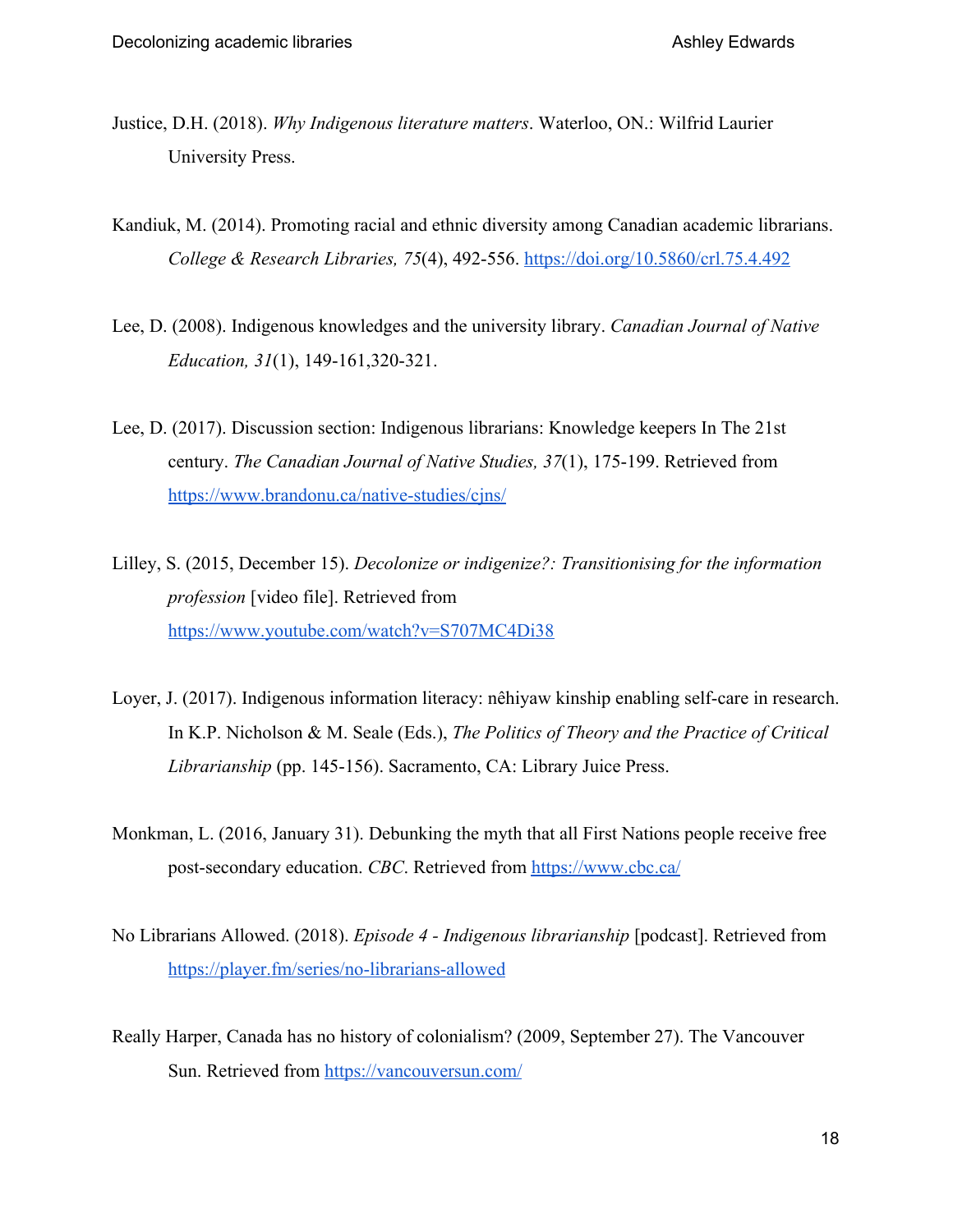Justice, D.H. (2018). *Why Indigenous literature matters*. Waterloo, ON.: Wilfrid Laurier University Press.

Kandiuk, M. (2014). Promoting racial and ethnic diversity among Canadian academic librarians. *College & Research Libraries, 75*(4), 492-556. https://doi.org/10.5860/crl.75.4.492

Lee, D. (2008). Indigenous knowledges and the university library. *Canadian Journal of Native Education, 31*(1), 149-161,320-321.

Lee, D. (2017). Discussion section: Indigenous librarians: Knowledge keepers In The 21st century. *The Canadian Journal of Native Studies, 37*(1), 175-199. Retrieved from https://www.brandonu.ca/native-studies/cjns/

Lilley, S. (2015, December 15). *Decolonize or indigenize?: Transitionising for the information profession* [video file]. Retrieved from https://www.youtube.com/watch?v=S707MC4Di38

Loyer, J. (2017). Indigenous information literacy: nêhiyaw kinship enabling self-care in research. In K.P. Nicholson & M. Seale (Eds.), *The Politics of Theory and the Practice of Critical Librarianship* (pp. 145-156). Sacramento, CA: Library Juice Press.

Monkman, L. (2016, January 31). Debunking the myth that all First Nations people receive free post-secondary education. *CBC*. Retrieved from https://www.cbc.ca/

No Librarians Allowed. (2018). *Episode 4 - Indigenous librarianship* [podcast]. Retrieved from https://player.fm/series/no-librarians-allowed

Really Harper, Canada has no history of colonialism? (2009, September 27). The Vancouver Sun. Retrieved from https://vancouversun.com/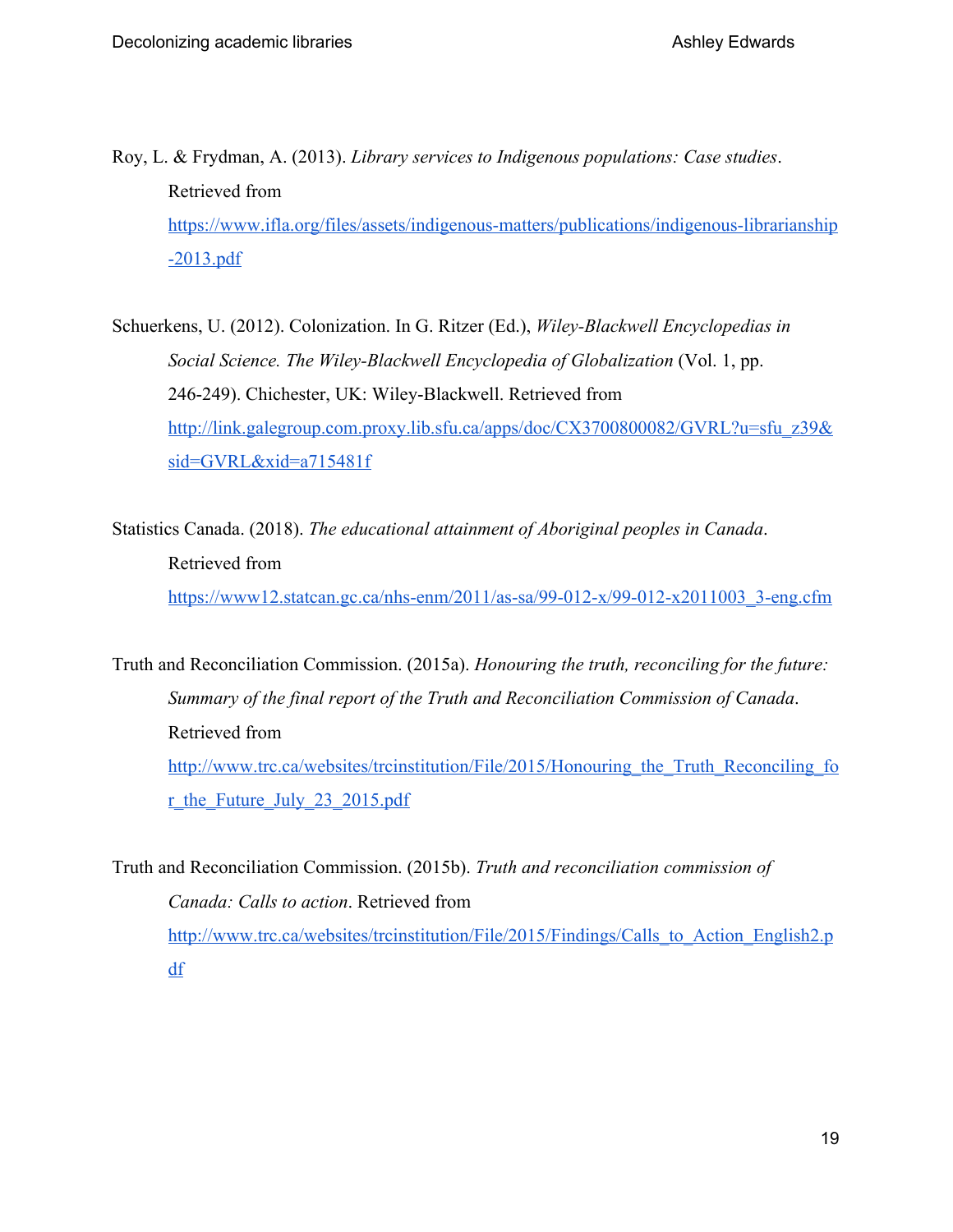Roy, L. & Frydman, A. (2013). *Library services to Indigenous populations: Case studies*. Retrieved from https://www.ifla.org/files/assets/indigenous-matters/publications/indigenous-librarianship-2013.pdf

Schuerkens, U. (2012). Colonization. In G. Ritzer (Ed.), *Wiley-Blackwell Encyclopedias in Social Science. The Wiley-Blackwell Encyclopedia of Globalization* (Vol. 1, pp. 246-249). Chichester, UK: Wiley-Blackwell. Retrieved from http://link.galegroup.com.proxy.lib.sfu.ca/apps/doc/CX3700800082/GVRL?u=sfu_z39&sid=GVRL&xid=a715481f

Statistics Canada. (2018). *The educational attainment of Aboriginal peoples in Canada*. Retrieved from https://www12.statcan.gc.ca/nhs-enm/2011/as-sa/99-012-x/99-012-x2011003_3-eng.cfm

Truth and Reconciliation Commission. (2015a). *Honouring the truth, reconciling for the future: Summary of the final report of the Truth and Reconciliation Commission of Canada*. Retrieved from http://www.trc.ca/websites/trcinstitution/File/2015/Honouring_the_Truth_Reconciling_for_the_Future_July_23_2015.pdf

Truth and Reconciliation Commission. (2015b). *Truth and reconciliation commission of Canada: Calls to action*. Retrieved from http://www.trc.ca/websites/trcinstitution/File/2015/Findings/Calls_to_Action_English2.pdf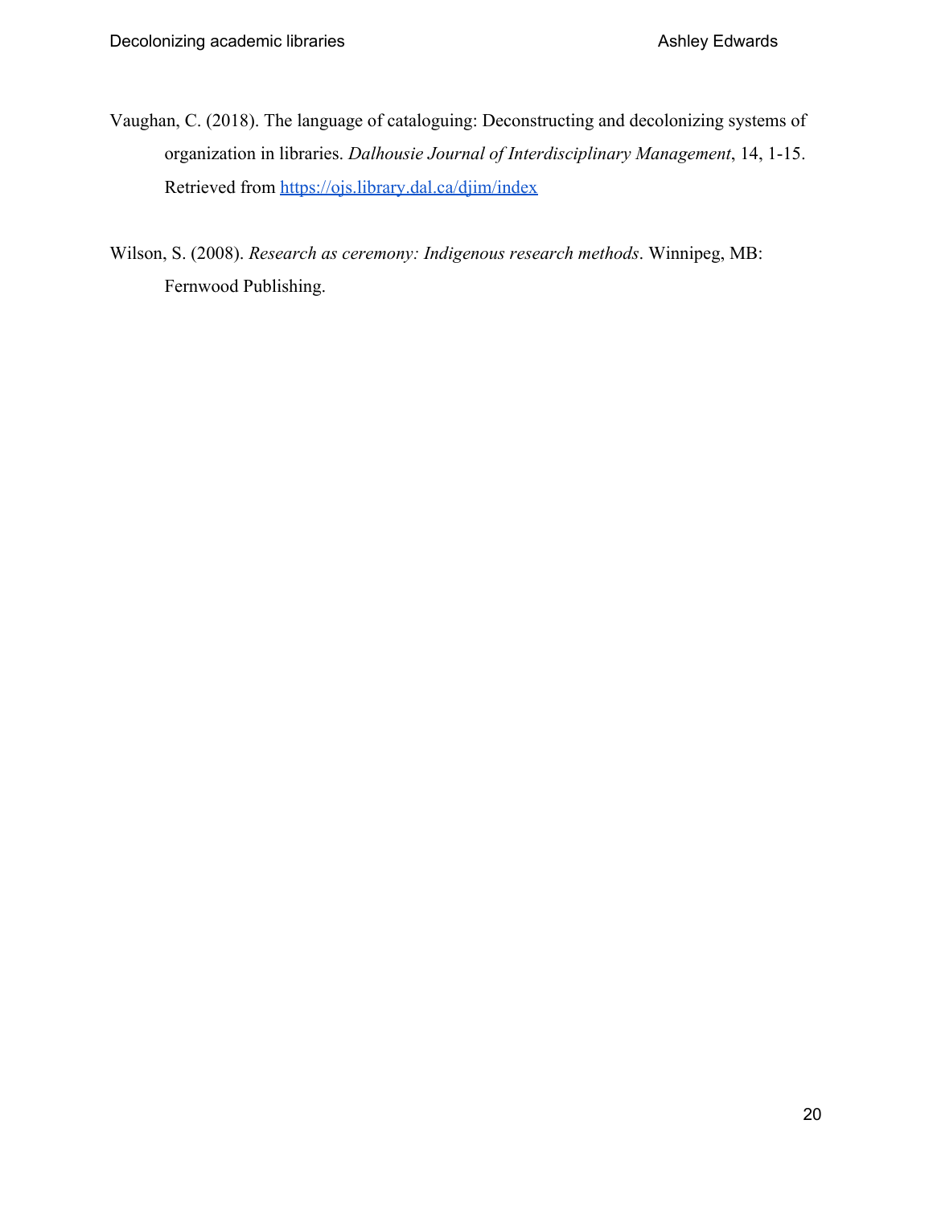Vaughan, C. (2018). The language of cataloguing: Deconstructing and decolonizing systems of organization in libraries. *Dalhousie Journal of Interdisciplinary Management*, 14, 1-15. Retrieved from https://ojs.library.dal.ca/djim/index

Wilson, S. (2008). *Research as ceremony: Indigenous research methods*. Winnipeg, MB: Fernwood Publishing.